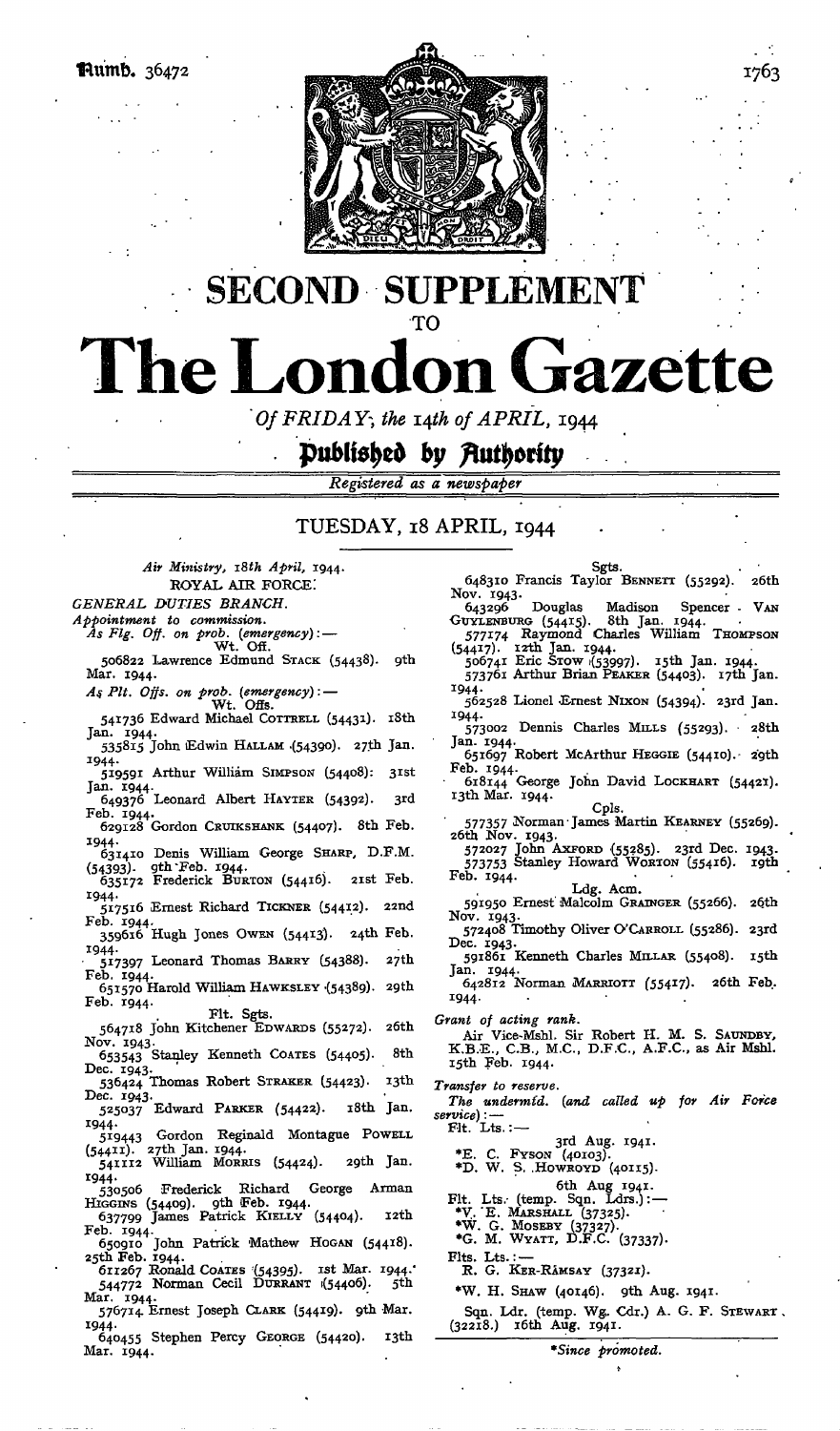Numb. 36472

# SECOND SUPPLEMENT

TO

# The London Gazette

*Of FRIDAY, the 14th of APRIL, 1944*

**Published by Authority**

*Registered as a newspaper*

## TUESDAY, 18 APRIL, 1944

*Air Ministry, 18th April, 1944.*

ROYAL AIR FORCE.

*GENERAL DUTIES BRANCH.*

*Appointment to commission.*

*As Flg. Off. on prob. (emergency):—*

Wt. Off.

506822 Lawrence Edmund STACK (54438). 9th Mar. 1944.

*As Plt. Offs. on prob. (emergency):—*

Wt. Offs.

541736 Edward Michael COTTRELL (54431). 18th Jan. 1944.

535815 John Edwin HALLAM (54390). 27th Jan. 1944.

519591 Arthur William SIMPSON (54408). 31st Jan. 1944.

649376 Leonard Albert HAYTER (54392). 3rd Feb. 1944.

629128 Gordon CRUIKSHANK (54407). 8th Feb. 1944.

631410 Denis William George SHARP, D.F.M. (54393). 9th Feb. 1944.

635172 Frederick BURTON (54416). 21st Feb. 1944.

517516 Ernest Richard TICKNER (54412). 22nd Feb. 1944.

359616 Hugh Jones OWEN (54413). 24th Feb. 1944.

517397 Leonard Thomas BARRY (54388). 27th Feb. 1944.

651570 Harold William HAWKSLEY (54389). 29th Feb. 1944.

Flt. Sgts.

564718 John Kitchener EDWARDS (55272). 26th Nov. 1943.

653543 Stanley Kenneth COATES (54405). 8th Dec. 1943.

536424 Thomas Robert STRAKER (54423). 13th Dec. 1943.

525037 Edward PARKER (54422). 18th Jan. 1944.

519443 Gordon Reginald Montague POWELL (54411). 27th Jan. 1944.

541112 William MORRIS (54424). 29th Jan. 1944.

530506 Frederick Richard George Arman HIGGINS (54409). 9th Feb. 1944.

637799 James Patrick KIELLY (54404). 12th Feb. 1944.

650910 John Patrick Mathew HOGAN (54418). 25th Feb. 1944.

611267 Ronald COATES (54395). 1st Mar. 1944.

544772 Norman Cecil DURRANT (54406). 5th Mar. 1944.

576714 Ernest Joseph CLARK (54419). 9th Mar. 1944.

640455 Stephen Percy GEORGE (54420). 13th Mar. 1944.

Sgts.

648310 Francis Taylor BENNETT (55292). 26th Nov. 1943.

643296 Douglas Madison Spencer VAN GUYLENBURG (54415). 8th Jan. 1944.

577174 Raymond Charles William THOMPSON (54417). 12th Jan. 1944.

506741 Eric STOW (53997). 15th Jan. 1944.

573761 Arthur Brian PEAKER (54403). 17th Jan. 1944.

562528 Lionel Ernest NIXON (54394). 23rd Jan. 1944.

573002 Dennis Charles MILLS (55293). 28th Jan. 1944.

651697 Robert McArthur HEGGIE (54410). 29th Feb. 1944.

618144 George John David LOCKHART (54421). 13th Mar. 1944.

Cpls.

577357 Norman James Martin KEARNEY (55269). 26th Nov. 1943.

572027 John AXFORD (55285). 23rd Dec. 1943.

573753 Stanley Howard WORTON (55416). 19th Feb. 1944.

Ldg. Acm.

591950 Ernest Malcolm GRAINGER (55266). 26th Nov. 1943.

572408 Timothy Oliver O'CARROLL (55286). 23rd Dec. 1943.

591861 Kenneth Charles MILLAR (55408). 15th Jan. 1944.

642812 Norman MARRIOTT (55417). 26th Feb. 1944.

*Grant of acting rank.*

Air Vice-Mshl. Sir Robert H. M. S. SAUNDBY, K.B.E., C.B., M.C., D.F.C., A.F.C., as Air Mshl. 15th Feb. 1944.

*Transfer to reserve.*

*The undermtd. (and called up for Air Force service):—*

Flt. Lts.:—

3rd Aug. 1941.

\*E. C. FYSON (40103).

\*D. W. S. HOWROYD (40115).

6th Aug 1941.

Flt. Lts. (temp. Sqn. Ldrs.):—

\*V. E. MARSHALL (37325).

\*W. G. MOSEBY (37327).

\*G. M. WYATT, D.F.C. (37337).

Flts. Lts.:—

R. G. KER-RAMSAY (37321).

\*W. H. SHAW (40146). 9th Aug. 1941.

Sqn. Ldr. (temp. Wg. Cdr.) A. G. F. STEWART. (32218.) 16th Aug. 1941.

\*Since promoted.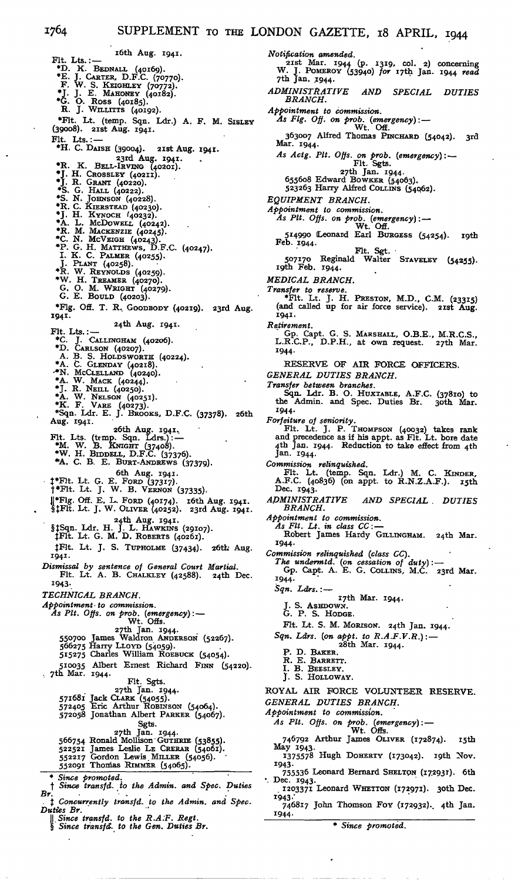16th Aug. 1941.

Flt. Lts.:—
*D. K. BEDNALL (40169).
*E. J. CARTER, D.F.C. (70770).
F. W. S. KEIGHLEY (70772).
*J. J. E. MAHONEY (40182).
*G. O. ROSS (40185).
R. J. WILLITTS (40192).

*Flt. Lt. (temp. Sqn. Ldr.) A. F. M. SISLEY (39008). 21st Aug. 1941.

Flt. Lts.:—
*H. C. DAISH (39004). 21st Aug. 1941.

23rd Aug. 1941.
*R. K. BELL-IRVING (40201).
*J. H. CROSSLEY (40211).
*J. R. GRANT (40220).
*S. G. HALL (40222).
*S. N. JOHNSON (40228).
*R. C. KIERSTEAD (40230).
*J. H. KYNOCH (40232).
*A. L. McDOWELL (40242).
*R. M. MACKENZIE (40245).
*C. N. McVEIGH (40243).
*P. G. H. MATTHEWS, D.F.C. (40247).
I. K. C. PALMER (40255).
J. PLANT (40258).
*R. W. REYNOLDS (40259).
*W. H. TREAMER (40270).
G. O. M. WRIGHT (40279).
G. E. BOULD (40203).

*Flg. Off. T. R. GOODBODY (40219). 23rd Aug. 1941.

24th Aug. 1941.
Flt. Lts.:—
*C. J. CALLINGHAM (40206).
*D. CARLSON (40207).
A. B. S. HOLDSWORTH (40224).
*A. C. GLENDAY (40218).
*N. McCLELLAND (40240).
*A. W. MACK (40244).
*J. R. NEILL (40250).
*A. W. NELSON (40251).
*K. F. VARE (40273).

*Sqn. Ldr. E. J. BROOKS, D.F.C. (37378). 26th Aug. 1941.

26th Aug. 1941.
Flt. Lts. (temp. Sqn. Ldrs.):—
*M. W. B. KNIGHT (37408).
*W. H. BIDDELL, D.F.C. (37376).
*A. C. B. E. BURT-ANDREWS (37379).

6th Aug. 1941.
‡*Flt. Lt. G. E. FORD (37317).
†*Flt. Lt. J. W. B. VERNON (37335).

‖*Flg. Off. E. L. FORD (40174). 16th Aug. 1941.
§‡Flt. Lt. J. W. OLIVER (40252). 23rd Aug. 1941.

24th Aug. 1941.
§‡Sqn. Ldr. H. J. L. HAWKINS (29107).
‡Flt. Lt. G. M. D. ROBERTS (40261).

‡Flt. Lt. J. S. TUPHOLME (37434). 26th Aug. 1941.

*Dismissal by sentence of General Court Martial.*
Flt. Lt. A. B. CHALKLEY (42588). 24th Dec. 1943.

TECHNICAL BRANCH.

*Appointment to commission.*
*As Plt. Offs. on prob. (emergency):—*
Wt. Offs.
27th Jan. 1944.
550700 James Waldron ANDERSON (52267).
566275 Harry LLOYD (54059).
515275 Charles William ROEBUCK (54054).

510035 Albert Ernest Richard FINN (54220). 7th Mar. 1944.

Flt. Sgts.
27th Jan. 1944.
571681 Jack CLARK (54055).
572405 Eric Arthur ROBINSON (54064).
572058 Jonathan Albert PARKER (54067).

Sgts.
27th Jan. 1944.
566754 Ronald Mollison GUTHRIE (53855).
522521 James Leslie LE CRERAR (54061).
552217 Gordon Lewis MILLER (54056).
552091 Thomas RIMMER (54065).

* *Since promoted.*
† *Since transfd. to the Admin. and Spec. Duties Br.*
‡ *Concurrently transfd. to the Admin. and Spec. Duties Br.*
‖ *Since transfd. to the R.A.F. Regt.*
§ *Since transfd. to the Gen. Duties Br.*

*Notification amended.*
21st Mar. 1944 (p. 1319, col. 2) concerning W. J. POMEROY (53940) *for* 17th Jan. 1944 *read* 7th Jan. 1944.

ADMINISTRATIVE AND SPECIAL DUTIES BRANCH.

*Appointment to commission.*
*As Flg. Off. on prob. (emergency):—*
Wt. Off.
363007 Alfred Thomas PINCHARD (54042). 3rd Mar. 1944.

*As Actg. Plt. Offs. on prob. (emergency):—*
Flt. Sgts.
27th Jan. 1944.
655608 Edward BOWKER (54063).
523263 Harry Alfred COLLINS (54062).

EQUIPMENT BRANCH.

*Appointment to commission.*
*As Plt. Offs. on prob. (emergency):—*
Wt. Off.
514990 Leonard Earl BURGESS (54254). 19th Feb. 1944.

Flt. Sgt.
507170 Reginald Walter STAVELEY (54255). 19th Feb. 1944.

MEDICAL BRANCH.

*Transfer to reserve.*
*Flt. Lt. J. H. PRESTON, M.D., C.M. (23315) (and called up for air force service). 21st Aug. 1941.

*Retirement.*
Gp. Capt. G. S. MARSHALL, O.B.E., M.R.C.S., L.R.C.P., D.P.H., at own request. 27th Mar. 1944.

RESERVE OF AIR FORCE OFFICERS.

GENERAL DUTIES BRANCH.

*Transfer between branches.*
Sqn. Ldr. B. O. HUXTABLE, A.F.C. (37810) to the Admin. and Spec. Duties Br. 30th Mar. 1944.

*Forfeiture of seniority.*
Flt. Lt. J. P. THOMPSON (40032) takes rank and precedence as if his appt. as Flt. Lt. bore date 4th Jan. 1944. Reduction to take effect from 4th Jan. 1944.

*Commission relinquished.*
Flt. Lt. (temp. Sqn. Ldr.) M. C. KINDER, A.F.C. (40836) (on appt. to R.N.Z.A.F.). 15th Dec. 1943.

ADMINISTRATIVE AND SPECIAL DUTIES BRANCH.

*Appointment to commission.*
*As Flt. Lt. in class CC:—*
Robert James Hardy GILLINGHAM. 24th Mar. 1944.

*Commission relinquished (class CC).*
*The undermtd. (on cessation of duty):—*
Gp. Capt. A. E. G. COLLINS, M.C. 23rd Mar. 1944.

*Sqn. Ldrs.:—*
17th Mar. 1944.
J. S. ASHDOWN.
G. P. S. HODGE.

Flt. Lt. S. M. MORISON. 24th Jan. 1944.

*Sqn. Ldrs. (on appt. to R.A.F.V.R.):—*
28th Mar. 1944.
P. D. BAKER.
R. E. BARRETT.
I. B. BEESLEY.
J. S. HOLLOWAY.

ROYAL AIR FORCE VOLUNTEER RESERVE.

GENERAL DUTIES BRANCH.

*Appointment to commission.*
*As Plt. Offs. on prob. (emergency):—*
Wt. Offs.
746792 Arthur James OLIVER (172874). 15th May 1943.
1375578 Hugh DOHERTY (173042). 19th Nov. 1943.
755536 Leonard Bernard SHELTON (172931). 6th Dec. 1943.
1203371 Leonard WHETTON (172971). 30th Dec. 1943.
746817 John Thomson FOY (172932). 4th Jan. 1944.

* *Since promoted.*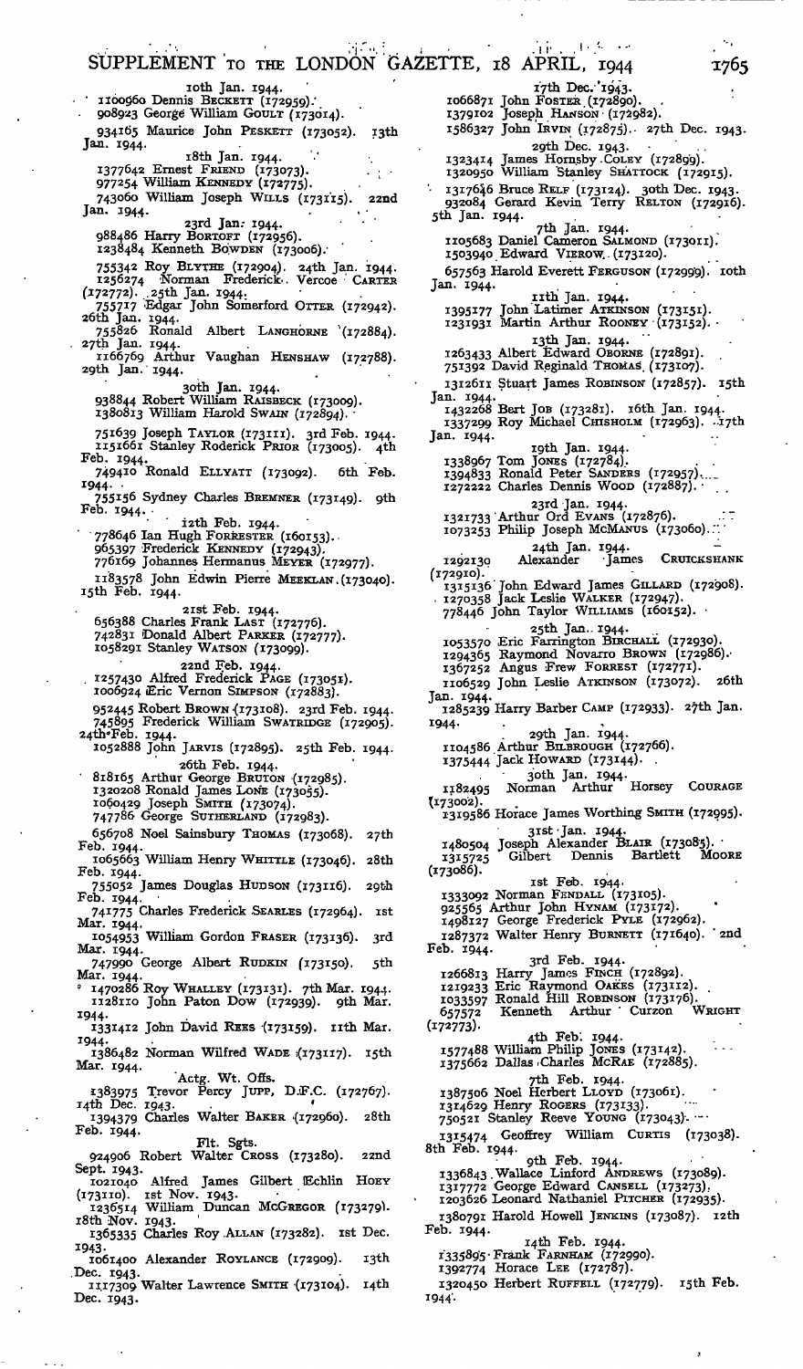10th Jan. 1944.
1100960 Dennis BECKETT (172959).
908923 George William GOULT (173014).

934105 Maurice John PESKETT (173052). 13th Jan. 1944.

18th Jan. 1944.
1377642 Ernest FRIEND (173073).
977254 William KENNEDY (172775).

743060 William Joseph WILLS (173115). 22nd Jan. 1944.

23rd Jan. 1944.
988486 Harry BORTOFT (172956).
1238484 Kenneth BOWDEN (173006).

755342 Roy BLYTHE (172904). 24th Jan. 1944.
1256274 Norman Frederick Vercoe CARTER (172772). 25th Jan. 1944.
755717 Edgar John Somerford OTTER (172942). 26th Jan. 1944.
755826 Ronald Albert LANGHORNE (172884). 27th Jan. 1944.
1166769 Arthur Vaughan HENSHAW (172788). 29th Jan. 1944.

30th Jan. 1944.
938844 Robert William RAISBECK (173009).
1380813 William Harold SWAIN (172894).

751639 Joseph TAYLOR (173111). 3rd Feb. 1944.
1151661 Stanley Roderick PRIOR (173005). 4th Feb. 1944.
749410 Ronald ELLYATT (173092). 6th Feb. 1944.
755156 Sydney Charles BREMNER (173149). 9th Feb. 1944.

12th Feb. 1944.
778646 Ian Hugh FORRESTER (160153).
965397 Frederick KENNEDY (172943).
776169 Johannes Hermanus MEYER (172977).

1183578 John Edwin Pierre MEEKLAN (173040). 15th Feb. 1944.

21st Feb. 1944.
656388 Charles Frank LAST (172776).
742831 Donald Albert PARKER (172777).
1058291 Stanley WATSON (173099).

22nd Feb. 1944.
1257430 Alfred Frederick PAGE (173051).
1006924 Eric Vernon SIMPSON (172883).

952445 Robert BROWN (173108). 23rd Feb. 1944.
745895 Frederick William SWATRIDGE (172905). 24th Feb. 1944.
1052888 John JARVIS (172895). 25th Feb. 1944.

26th Feb. 1944.
818165 Arthur George BRUTON (172985).
1320208 Ronald James LONE (173055).
1060429 Joseph SMITH (173074).
747786 George SUTHERLAND (172983).

656708 Noel Sainsbury THOMAS (173068). 27th Feb. 1944.
1065663 William Henry WHITTLE (173046). 28th Feb. 1944.
755052 James Douglas HUDSON (173116). 29th Feb. 1944.
741775 Charles Frederick SEARLES (172964). 1st Mar. 1944.
1054953 William Gordon FRASER (173136). 3rd Mar. 1944.
747990 George Albert RUDKIN (173150). 5th Mar. 1944.
1470286 Roy WHALLEY (173131). 7th Mar. 1944.
1128110 John Paton DOW (172939). 9th Mar. 1944.
1331412 John David REES (173159). 11th Mar. 1944.
1386482 Norman Wilfred WADE (173117). 15th Mar. 1944.

Actg. Wt. Offs.

1383975 Trevor Percy JUPP, D.F.C. (172767). 14th Dec. 1943.
1394379 Charles Walter BAKER (172960). 28th Feb. 1944.

Flt. Sgts.

924906 Robert Walter CROSS (173280). 22nd Sept. 1943.
1021040 Alfred James Gilbert Echlin HOEY (173110). 1st Nov. 1943.
1236514 William Duncan MCGREGOR (173279). 18th Nov. 1943.
1365335 Charles Roy ALLAN (173282). 1st Dec. 1943.
1061400 Alexander ROYLANCE (172909). 13th Dec. 1943.
1117309 Walter Lawrence SMITH (173104). 14th Dec. 1943.

17th Dec. 1943.
1066871 John FOSTER (172890).
1379102 Joseph HANSON (172982).
1586327 John IRVIN (172875). 27th Dec. 1943.

29th Dec. 1943.
1323414 James Hornsby COLEY (172899).
1320950 William Stanley SHATTOCK (172915).

1317646 Bruce RELF (173124). 30th Dec. 1943.
932084 Gerard Kevin Terry RELTON (172916). 5th Jan. 1944.

7th Jan. 1944.
1105683 Daniel Cameron SALMOND (173011).
1503940 Edward VIEROW (173120).

657563 Harold Everett FERGUSON (172999). 10th Jan. 1944.

11th Jan. 1944.
1395177 John Latimer ATKINSON (173151).
1231931 Martin Arthur ROONEY (173152).

13th Jan. 1944.
1263433 Albert Edward OBORNE (172891).
751392 David Reginald THOMAS (173107).

1312611 Stuart James ROBINSON (172857). 15th Jan. 1944.
1432268 Bert JOB (173281). 16th Jan. 1944.
1337299 Roy Michael CHISHOLM (172963). 17th Jan. 1944.

19th Jan. 1944.
1338967 Tom JONES (172784).
1394833 Ronald Peter SANDERS (172957).
1272222 Charles Dennis WOOD (172887).

23rd Jan. 1944.
1321733 Arthur Ord EVANS (172876).
1073253 Philip Joseph MCMANUS (173060).

24th Jan. 1944.
1292130 Alexander James CRUICKSHANK (172910).
1315136 John Edward James GILLARD (172908).
1270358 Jack Leslie WALKER (172947).
778446 John Taylor WILLIAMS (160152).

25th Jan. 1944.
1053570 Eric Farrington BIRCHALL (172930).
1294365 Raymond Novarro BROWN (172986).
1367252 Angus Frew FORREST (172771).
1106529 John Leslie ATKINSON (173072). 26th Jan. 1944.
1285239 Harry Barber CAMP (172933). 27th Jan. 1944.

29th Jan. 1944.
1104586 Arthur BILBROUGH (172766).
1375444 Jack HOWARD (173144).

30th Jan. 1944.
1182495 Norman Arthur Horsey COURAGE (173002).
1319586 Horace James Worthing SMITH (172995).

31st Jan. 1944.
1480504 Joseph Alexander BLAIR (173085).
1315725 Gilbert Dennis Bartlett MOORE (173086).

1st Feb. 1944.
1333092 Norman FENDALL (173105).
925565 Arthur John HYNAM (173172).
1498127 George Frederick PYLE (172962).
1287372 Walter Henry BURNETT (171640). 2nd Feb. 1944.

3rd Feb. 1944.
1266813 Harry James FINCH (172892).
1219233 Eric Raymond OAKES (173112).
1033597 Ronald Hill ROBINSON (173176).
657572 Kenneth Arthur Curzon WRIGHT (172773).

4th Feb. 1944.
1577488 William Philip JONES (173142).
1375662 Dallas Charles MCRAE (172885).

7th Feb. 1944.
1387506 Noel Herbert LLOYD (173061).
1314629 Henry ROGERS (173133).
750521 Stanley Reeve YOUNG (173043).

1315474 Geoffrey William CURTIS (173038). 8th Feb. 1944.

9th Feb. 1944.
1336843 Wallace Linford ANDREWS (173089).
1317772 George Edward CANSELL (173273).
1203626 Leonard Nathaniel PITCHER (172935).

1380791 Harold Howell JENKINS (173087). 12th Feb. 1944.

14th Feb. 1944.
1335895 Frank FARNHAM (172990).
1392774 Horace LEE (172787).

1320450 Herbert RUFFELL (172779). 15th Feb. 1944.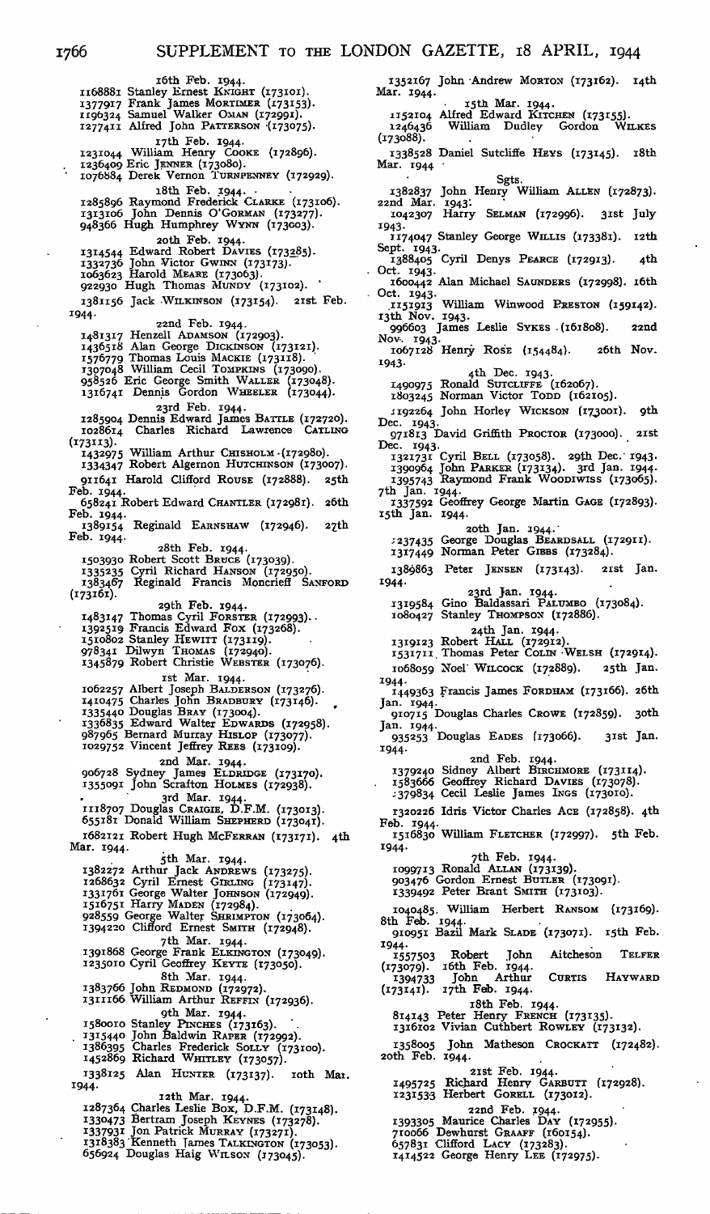16th Feb. 1944.
1168881 Stanley Ernest KNIGHT (173101).
1377917 Frank James MORTIMER (173153).
1196324 Samuel Walker OMAN (172991).
1277411 Alfred John PATTERSON (173075).

17th Feb. 1944.
1231044 William Henry COOKE (172896).
1236409 Eric JENNER (173080).
1076884 Derek Vernon TURNPENNEY (172929).

18th Feb. 1944.
1285896 Raymond Frederick CLARKE (173106).
1313106 John Dennis O'GORMAN (173277).
948366 Hugh Humphrey WYNN (173003).

20th Feb. 1944.
1314544 Edward Robert DAVIES (173285).
1332736 John Victor GWINN (173173).
1063623 Harold MEARE (173063).
922930 Hugh Thomas MUNDY (173102).

1381156 Jack WILKINSON (173154). 21st Feb. 1944.

22nd Feb. 1944.
1481317 Henzell ADAMSON (172903).
1436518 Alan George DICKINSON (173121).
1576779 Thomas Louis MACKIE (173118).
1307048 William Cecil TOMPKINS (173090).
958526 Eric George Smith WALLER (173048).
1316741 Dennis Gordon WHEELER (173044).

23rd Feb. 1944.
1285904 Dennis Edward James BATTLE (172720).
1028614 Charles Richard Lawrence CATLING (173113).
1432975 William Arthur CHISHOLM (172980).
1334347 Robert Algernon HUTCHINSON (173007).

911641 Harold Clifford ROUSE (172888). 25th Feb. 1944.

658241 Robert Edward CHANTLER (172981). 26th Feb. 1944.

1389154 Reginald EARNSHAW (172946). 27th Feb. 1944.

28th Feb. 1944.
1503930 Robert Scott BRUCE (173039).
1335235 Cyril Richard HANSON (172950).
1383467 Reginald Francis Moncrieff SANFORD (173161).

29th Feb. 1944.
1483147 Thomas Cyril FORSTER (172993).
1392519 Francis Edward FOX (173268).
1510802 Stanley HEWITT (173119).
978341 Dilwyn THOMAS (172940).
1345879 Robert Christie WEBSTER (173076).

1st Mar. 1944.
1062257 Albert Joseph BALDERSON (173276).
1410475 Charles John BRADBURY (173146).
1335440 Douglas BRAY (173004).
1336835 Edward Walter EDWARDS (172958).
987965 Bernard Murray HISLOP (173077).
1029752 Vincent Jeffrey REES (173109).

2nd Mar. 1944.
906728 Sydney James ELDRIDGE (173170).
1355091 John Scrafton HOLMES (172938).

3rd Mar. 1944.
1118707 Douglas CRAIGIE, D.F.M. (173013).
655181 Donald William SHEPHERD (173041).

1682121 Robert Hugh MCFERRAN (173171). 4th Mar. 1944.

5th Mar. 1944.
1382272 Arthur Jack ANDREWS (173275).
1268632 Cyril Ernest GIRLING (173147).
1331761 George Walter JOHNSON (172949).
1516751 Harry MADEN (172984).
928559 George Walter SHRIMPTON (173064).
1394220 Clifford Ernest SMITH (172948).

7th Mar. 1944.
1391868 George Frank ELKINGTON (173049).
1235010 Cyril Geoffrey KEYTE (173050).

8th Mar. 1944.
1383766 John REDMOND (172972).
1311166 William Arthur REFFIN (172936).

9th Mar. 1944.
1580010 Stanley PINCHES (173163).
1315440 John Baldwin RAPER (172992).
1386395 Charles Frederick SOLLY (173100).
1452869 Richard WHITLEY (173057).

1338125 Alan HUNTER (173137). 10th Mar. 1944.

12th Mar. 1944.
1287364 Charles Leslie BOX, D.F.M. (173148).
1330473 Bertram Joseph KEYNES (173278).
1337931 Jon Patrick MURRAY (173271).
1318383 Kenneth James TALKINGTON (173053).
656924 Douglas Haig WILSON (173045).

1352167 John Andrew MORTON (173162). 14th Mar. 1944.

15th Mar. 1944.
1152104 Alfred Edward KITCHEN (173155).
1246436 William Dudley Gordon WILKES (173088).

1338528 Daniel Sutcliffe HEYS (173145). 18th Mar. 1944.

Sgts.

1382837 John Henry William ALLEN (172873). 22nd Mar. 1943.

1042307 Harry SELMAN (172996). 31st July 1943.

1174047 Stanley George WILLIS (173381). 12th Sept. 1943.

1388405 Cyril Denys PEARCE (172913). 4th Oct. 1943.

1600442 Alan Michael SAUNDERS (172998). 16th Oct. 1943.

1151913 William Winwood PRESTON (159142). 13th Nov. 1943.

996603 James Leslie SYKES (161808). 22nd Nov. 1943.

1067128 Henry ROSE (154484). 26th Nov. 1943.

4th Dec. 1943.
1490975 Ronald SUTCLIFFE (162067).
1803245 Norman Victor TODD (162105).

1192264 John Horley WICKSON (173001). 9th Dec. 1943.

971813 David Griffith PROCTOR (173000). 21st Dec. 1943.

1321731 Cyril BELL (173058). 29th Dec. 1943.
1390964 John PARKER (173134). 3rd Jan. 1944.
1395743 Raymond Frank WOODIWISS (173065). 7th Jan. 1944.
1337592 Geoffrey George Martin GAGE (172893). 15th Jan. 1944.

20th Jan. 1944.
1237435 George Douglas BEARDSALL (172911).
1317449 Norman Peter GIBBS (173284).

1389863 Peter JENSEN (173143). 21st Jan. 1944.

23rd Jan. 1944.
1319584 Gino Baldassari PALUMBO (173084).
1080427 Stanley THOMPSON (172886).

24th Jan. 1944.
1319123 Robert HALL (172912).
1531711 Thomas Peter COLIN WELSH (172914).

1068059 Noel WILCOCK (172889). 25th Jan. 1944.

1449363 Francis James FORDHAM (173166). 26th Jan. 1944.

910715 Douglas Charles CROWE (172859). 30th Jan. 1944.

935253 Douglas EADES (173066). 31st Jan. 1944.

2nd Feb. 1944.
1379240 Sidney Albert BIRCHMORE (173114).
1583666 Geoffrey Richard DAVIES (173078).
1379834 Cecil Leslie James INGS (173010).

1320226 Idris Victor Charles ACE (172858). 4th Feb. 1944.

1516830 William FLETCHER (172997). 5th Feb. 1944.

7th Feb. 1944.
1099713 Ronald ALLAN (173139).
903476 Gordon Ernest BUTLER (173091).
1339492 Peter Brant SMITH (173103).

1040485 William Herbert RANSOM (173169). 8th Feb. 1944.

910951 Bazil Mark SLADE (173071). 15th Feb. 1944.

1557503 Robert John Aitcheson TELFER (173079). 16th Feb. 1944.

1394733 John Arthur CURTIS HAYWARD (173141). 17th Feb. 1944.

18th Feb. 1944.
814143 Peter Henry FRENCH (173135).
1316102 Vivian Cuthbert ROWLEY (173132).

1358005 John Matheson CROCKATT (172482). 20th Feb. 1944.

21st Feb. 1944.
1495725 Richard Henry GARBUTT (172928).
1231533 Herbert GORELL (173012).

22nd Feb. 1944.
1393305 Maurice Charles DAY (172955).
710066 Dewhurst GRAAFF (160154).
657831 Clifford LACY (173283).
1414522 George Henry LEE (172975).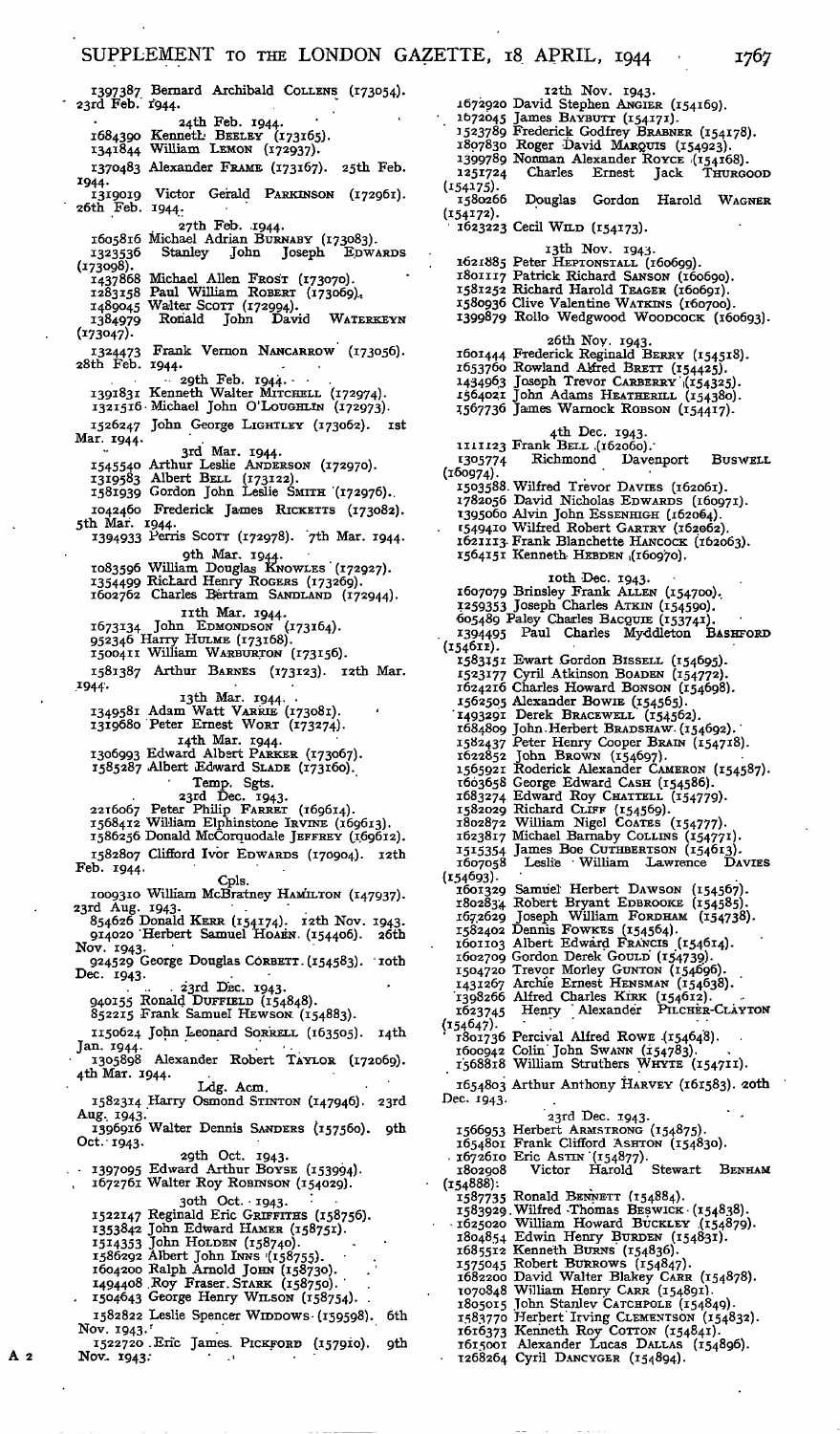1397387 Bernard Archibald COLLENS (173054). 23rd Feb. 1944.

24th Feb. 1944.

1684390 Kenneth BEELEY (173165).
1341844 William LEMON (172937).

1370483 Alexander FRAME (173167). 25th Feb. 1944.

1319019 Victor Gerald PARKINSON (172961). 26th Feb. 1944.

27th Feb. 1944.

1605816 Michael Adrian BURNABY (173083).
1323536 Stanley John Joseph EDWARDS (173098).
1437868 Michael Allen FROST (173070).
1283158 Paul William ROBERT (173069).
1489045 Walter SCOTT (172994).
1384979 Ronald John David WATERKEYN (173047).

1324473 Frank Vernon NANCARROW (173056). 28th Feb. 1944.

29th Feb. 1944.

1391831 Kenneth Walter MITCHELL (172974).
1321516 Michael John O'LOUGHLIN (172973).

1526247 John George LIGHTLEY (173062). 1st Mar. 1944.

3rd Mar. 1944.

1545540 Arthur Leslie ANDERSON (172970).
1319583 Albert BELL (173122).
1581939 Gordon John Leslie SMITH (172976).

1042460 Frederick James RICKETTS (173082). 5th Mar. 1944.

1394933 Perris SCOTT (172978). 7th Mar. 1944.

9th Mar. 1944.

1083596 William Douglas KNOWLES (172927).
1354499 Richard Henry ROGERS (173269).
1602762 Charles Bertram SANDLAND (172944).

11th Mar. 1944.

1673134 John EDMONDSON (173164).
952346 Harry HULME (173168).
1500411 William WARBURTON (173156).

1581387 Arthur BARNES (173123). 12th Mar. 1944.

13th Mar. 1944.

1349581 Adam Watt VARRIE (173081).
1319680 Peter Ernest WORT (173274).

14th Mar. 1944.

1306993 Edward Albert PARKER (173067).
1585287 Albert Edward SLADE (173160).

Temp. Sgts.

23rd Dec. 1943.

2216067 Peter Philip FARRET (169614).
1568412 William Elphinstone IRVINE (169613).
1586256 Donald McCorquodale JEFFREY (169612).

1582807 Clifford Ivor EDWARDS (170904). 12th Feb. 1944.

Cpls.

1009310 William McBratney HAMILTON (147937). 23rd Aug. 1943.

854626 Donald KERR (154174). 12th Nov. 1943.

914020 Herbert Samuel HOARN. (154406). 26th Nov. 1943.

924529 George Douglas CORBETT. (154583). 10th Dec. 1943.

23rd Dec. 1943.

940155 Ronald DUFFIELD (154848).
852215 Frank Samuel HEWSON (154883).

1150624 John Leonard SORRELL (163505). 14th Jan. 1944.

1305898 Alexander Robert TAYLOR (172069). 4th Mar. 1944.

Ldg. Acm.

1582314 Harry Osmond STINTON (147946). 23rd Aug. 1943.

1396916 Walter Dennis SANDERS (157560). 9th Oct. 1943.

29th Oct. 1943.

1397095 Edward Arthur BOYSE (153994).
1672761 Walter Roy ROBINSON (154029).

30th Oct. 1943.

1522147 Reginald Eric GRIFFITHS (158756).
1353842 John Edward HAMER (158751).
1514353 John HOLDEN (158740).
1586292 Albert John INNS (158755).
1604200 Ralph Arnold JOHN (158730).
1494408 Roy Fraser STARK (158750).
1504643 George Henry WILSON (158754).

1582822 Leslie Spencer WIDDOWS (159598). 6th Nov. 1943.

1522720 Eric James. PICKFORD (157910). 9th Nov. 1943.

12th Nov. 1943.

1672920 David Stephen ANGIER (154169).
1672045 James BAYBUTT (154171).
1523789 Frederick Godfrey BRABNER (154178).
1807830 Roger David MARQUIS (154923).
1399789 Norman Alexander ROYCE (154168).
1251724 Charles Ernest Jack THURGOOD (154175).
1580266 Douglas Gordon Harold WAGNER (154172).
1623223 Cecil WILD (154173).

13th Nov. 1943.

1621885 Peter HEPTONSTALL (160699).
1801117 Patrick Richard SANSON (160690).
1581252 Richard Harold TEAGER (160691).
1580936 Clive Valentine WATKINS (160700).
1399879 Rollo Wedgwood WOODCOCK (160693).

26th Nov. 1943.

1601444 Frederick Reginald BERRY (154518).
1653760 Rowland Alfred BRETT (154425).
1434963 Joseph Trevor CARBERRY (154325).
1564021 John Adams HEATHERILL (154380).
1567736 James Warnock ROBSON (154417).

4th Dec. 1943.

1111123 Frank BELL (162060).
1305774 Richmond Davenport BUSWELL (160974).
1503588 Wilfred Trevor DAVIES (162061).
1782056 David Nicholas EDWARDS (160971).
1395060 Alvin John ESSENHIGH (162064).
1549410 Wilfred Robert GARTRY (162062).
1621113 Frank Blanchette HANCOCK (162063).
1564151 Kenneth HEBDEN (160970).

10th Dec. 1943.

1607079 Brinsley Frank ALLEN (154700).
1259353 Joseph Charles ATKIN (154590).
605489 Paley Charles BACQUIE (153741).
1394495 Paul Charles Myddleton BASHFORD (154611).
1583151 Ewart Gordon BISSELL (154695).
1523177 Cyril Atkinson BOADEN (154772).
1624216 Charles Howard BONSON (154698).
1562505 Alexander BOWIE (154565).
1493291 Derek BRACEWELL (154562).
1684809 John Herbert BRADSHAW (154692).
1582437 Peter Henry Cooper BRAIN (154718).
1622852 John BROWN (154697).
1565921 Roderick Alexander CAMERON (154587).
1603658 George Edward CASH (154586).
1683274 Edward Roy CHATTELL (154779).
1582029 Richard CLIFF (154569).
1802872 William Nigel COATES (154777).
1623817 Michael Barnaby COLLINS (154771).
1515354 James Boe CUTHBERTSON (154613).
1607058 Leslie William Lawrence DAVIES (154693).
1601329 Samuel Herbert DAWSON (154567).
1802834 Robert Bryant EDBROOKE (154585).
1672629 Joseph William FORDHAM (154738).
1582402 Dennis FOWKES (154564).
1601103 Albert Edward FRANCIS (154614).
1602709 Gordon Derek GOULD (154739).
1504720 Trevor Morley GUNTON (154696).
1431267 Archie Ernest HENSMAN (154638).
1398266 Alfred Charles KIRK (154612).
1623745 Henry Alexander PILCHER-CLAYTON (154647).
1801736 Percival Alfred ROWE (154648).
1600942 Colin John SWANN (154783).
1568818 William Struthers WHYTE (154711).

1654803 Arthur Anthony HARVEY (161583). 20th Dec. 1943.

23rd Dec. 1943.

1566953 Herbert ARMSTRONG (154875).
1654801 Frank Clifford ASHTON (154830).
1672610 Eric ASTIN (154877).
1802908 Victor Harold Stewart BENHAM (154888).
1587735 Ronald BENNETT (154884).
1583929 Wilfred Thomas BESWICK (154838).
1625020 William Howard BUCKLEY (154879).
1804854 Edwin Henry BURDEN (154831).
1685512 Kenneth BURNS (154836).
1575045 Robert BURROWS (154847).
1682200 David Walter Blakey CARR (154878).
1070848 William Henry CARR (154891).
1805015 John Stanley CATCHPOLE (154849).
1583770 Herbert Irving CLEMENTSON (154832).
1616373 Kenneth Roy COTTON (154841).
1615001 Alexander Lucas DALLAS (154896).
1268264 Cyril DANCYGER (154894).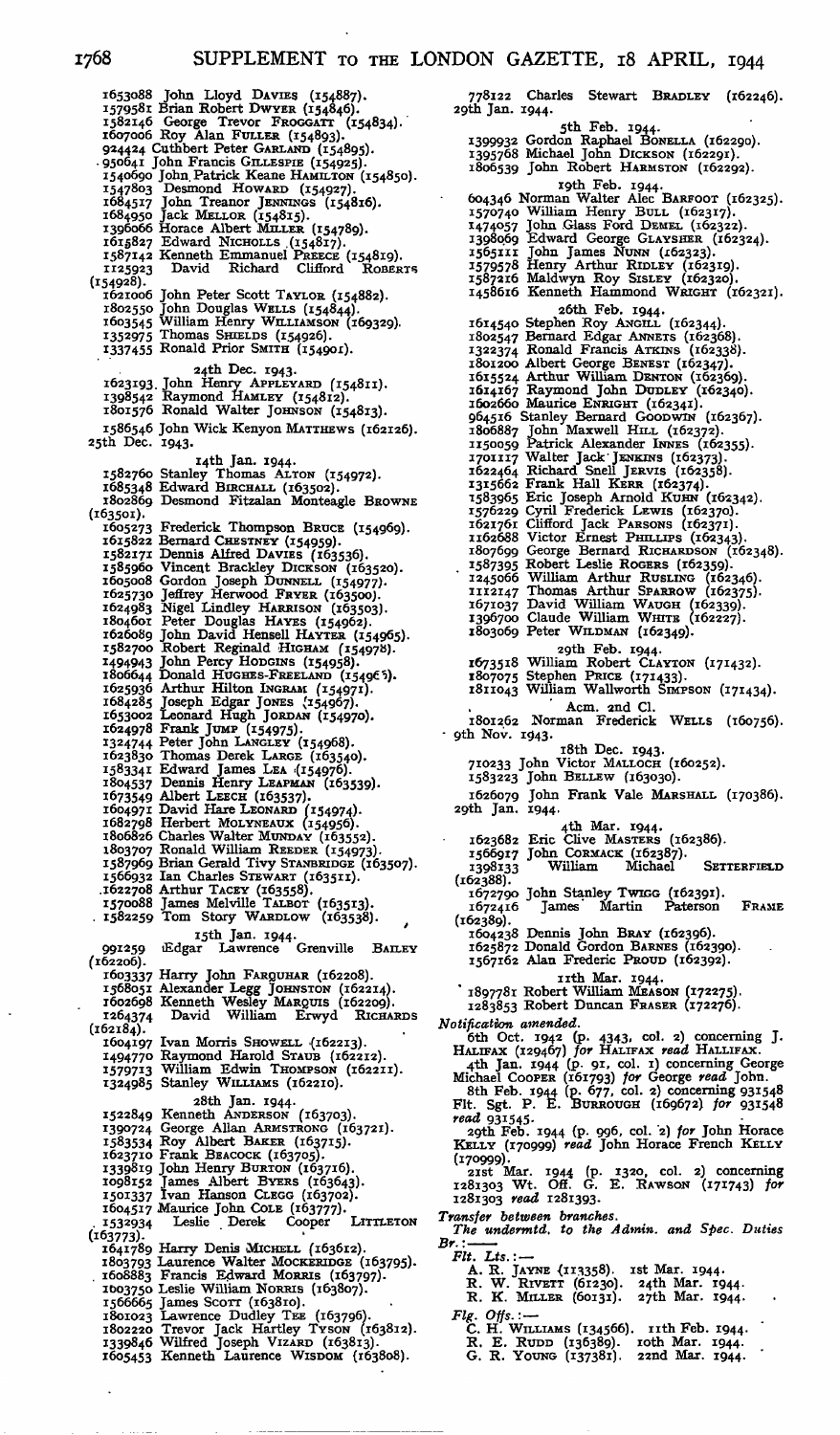1653088 John Lloyd DAVIES (154887).
1579581 Brian Robert DWYER (154846).
1582146 George Trevor FROGGATT (154834).
1607006 Roy Alan FULLER (154893).
924424 Cuthbert Peter GARLAND (154895).
950641 John Francis GILLESPIE (154925).
1540690 John Patrick Keane HAMILTON (154850).
1547803 Desmond HOWARD (154927).
1684517 John Treanor JENNINGS (154816).
1684950 Jack MELLOR (154815).
1396066 Horace Albert MILLER (154789).
1615827 Edward NICHOLLS (154817).
1587142 Kenneth Emmanuel PREECE (154819).
1125923 David Richard Clifford ROBERTS (154928).
1621006 John Peter Scott TAYLOR (154882).
1802550 John Douglas WELLS (154844).
1603545 William Henry WILLIAMSON (169329).
1352975 Thomas SHIELDS (154926).
1337455 Ronald Prior SMITH (154901).

24th Dec. 1943.

1623193 John Henry APPLEYARD (154811).
1398542 Raymond HAMLEY (154812).
1801576 Ronald Walter JOHNSON (154813).

1586546 John Wick Kenyon MATTHEWS (162126). 25th Dec. 1943.

14th Jan. 1944.

1582760 Stanley Thomas ALTON (154972).
1685348 Edward BIRCHALL (163502).
1802869 Desmond Fitzalan Monteagle BROWNE (163501).
1605273 Frederick Thompson BRUCE (154969).
1615822 Bernard CHESTNEY (154959).
1582171 Dennis Alfred DAVIES (163536).
1585960 Vincent Brackley DICKSON (163520).
1605008 Gordon Joseph DUNNELL (154977).
1625730 Jeffrey Herwood FRYER (163500).
1624983 Nigel Lindley HARRISON (163503).
1804601 Peter Douglas HAYES (154962).
1626089 John David Hensell HAYTER (154965).
1582700 Robert Reginald HIGHAM (154978).
1494943 John Percy HODGINS (154958).
1806644 Donald HUGHES-FREELAND (154965).
1625936 Arthur Hilton INGRAM (154971).
1684285 Joseph Edgar JONES (154967).
1653002 Leonard Hugh JORDAN (154970).
1624978 Frank JUMP (154975).
1324744 Peter John LANGLEY (154968).
1623830 Thomas Derek LARGE (163540).
1583341 Edward James LEA (154976).
1804537 Dennis Henry LEAPMAN (163539).
1673549 Albert LEECH (163537).
1604971 David Hare LEONARD (154974).
1682798 Herbert MOLYNEAUX (154956).
1806826 Charles Walter MUNDAY (163552).
1803707 Ronald William REEDER (154973).
1587969 Brian Gerald Tivy STANBRIDGE (163507).
1566932 Ian Charles STEWART (163511).
1622708 Arthur TACEY (163558).
1570088 James Melville TALBOT (163513).
1582259 Tom Story WARDLOW (163538).

15th Jan. 1944.

991259 Edgar Lawrence Grenville BAILEY (162206).
1603337 Harry John FARQUHAR (162208).
1568051 Alexander Legg JOHNSTON (162214).
1602698 Kenneth Wesley MARQUIS (162209).
1264374 David William Erwyd RICHARDS (162184).
1604197 Ivan Morris SHOWELL (162213).
1494770 Raymond Harold STAUB (162212).
1579713 William Edwin THOMPSON (162211).
1324985 Stanley WILLIAMS (162210).

28th Jan. 1944.

1522849 Kenneth ANDERSON (163703).
1390724 George Allan ARMSTRONG (163721).
1583534 Roy Albert BAKER (163715).
1623710 Frank BEACOCK (163705).
1339819 John Henry BURTON (163716).
1098152 James Albert BYERS (163643).
1501337 Ivan Hanson CLEGG (163702).
1604517 Maurice John COLE (163777).
1532934 Leslie Derek Cooper LITTLETON (163773).
1641789 Harry Denis MICHELL (163612).
1803793 Laurence Walter MOCKERIDGE (163795).
1608883 Francis Edward MORRIS (163797).
1003750 Leslie William NORRIS (163807).
1566665 James SCOTT (163810).
1801023 Lawrence Dudley TEE (163796).
1802220 Trevor Jack Hartley TYSON (163812).
1339846 Wilfred Joseph VIZARD (163813).
1605453 Kenneth Laurence WISDOM (163808).

778122 Charles Stewart BRADLEY (162246). 29th Jan. 1944.

5th Feb. 1944.

1399932 Gordon Raphael BONELLA (162290).
1395768 Michael John DICKSON (162291).
1806539 John Robert HARMSTON (162292).

19th Feb. 1944.

604346 Norman Walter Alec BARFOOT (162325).
1570740 William Henry BULL (162317).
1474057 John Glass Ford DEMEL (162322).
1398069 Edward George GLAYSHER (162324).
1565111 John James NUNN (162323).
1579578 Henry Arthur RIDLEY (162319).
1587216 Maldwyn Roy SISLEY (162320).
1458616 Kenneth Hammond WRIGHT (162321).

26th Feb. 1944.

1614540 Stephen Roy ANGILL (162344).
1802547 Bernard Edgar ANNETS (162368).
1322374 Ronald Francis ATKINS (162338).
1801200 Albert George BENEST (162347).
1615524 Arthur William DENTON (162369).
1614167 Raymond John DUDLEY (162340).
1602660 Maurice ENRIGHT (162341).
964516 Stanley Bernard GOODWIN (162367).
1806887 John Maxwell HILL (162372).
1150059 Patrick Alexander INNES (162355).
1701117 Walter Jack JENKINS (162373).
1622464 Richard Snell JERVIS (162358).
1315662 Frank Hall KERR (162374).
1583965 Eric Joseph Arnold KUHN (162342).
1576229 Cyril Frederick LEWIS (162370).
1621761 Clifford Jack PARSONS (162371).
1162688 Victor Ernest PHILLIPS (162343).
1807699 George Bernard RICHARDSON (162348).
1587395 Robert Leslie ROGERS (162359).
1245066 William Arthur RUSLING (162346).
1112147 Thomas Arthur SPARROW (162375).
1671037 David William WAUGH (162339).
1396700 Claude William WHITE (162227).
1803069 Peter WILDMAN (162349).

29th Feb. 1944.

1673518 William Robert CLAYTON (171432).
1807075 Stephen PRICE (171433).
1811043 William Wallworth SIMPSON (171434).

Acm. 2nd Cl.

1801262 Norman Frederick WELLS (160756). 9th Nov. 1943.

18th Dec. 1943.

710233 John Victor MALLOCH (160252).
1583223 John BELLEW (163030).

1626079 John Frank Vale MARSHALL (170386). 29th Jan. 1944.

4th Mar. 1944.

1623682 Eric Clive MASTERS (162386).
1566917 John CORMACK (162387).
1398133 William Michael SETTERFIELD (162388).
1672790 John Stanley TWIGG (162391).
1672416 James Martin Paterson FRAME (162389).
1604238 Dennis John BRAY (162396).
1625872 Donald Gordon BARNES (162390).
1567162 Alan Frederic PROUD (162392).

11th Mar. 1944.

1897781 Robert William MEASON (172275).
1283853 Robert Duncan FRASER (172276).

*Notification amended.*

6th Oct. 1942 (p. 4343, col. 2) concerning J. HALIFAX (129467) *for* HALIFAX *read* HALLIFAX.

4th Jan. 1944 (p. 91, col. 1) concerning George Michael COOPER (161793) *for* George *read* John.

8th Feb. 1944 (p. 677, col. 2) concerning 931548 Flt. Sgt. P. E. BURROUGH (169672) *for* 931548 *read* 931545.

29th Feb. 1944 (p. 996, col. 2) *for* John Horace KELLY (170999) *read* John Horace French KELLY (170999).

21st Mar. 1944 (p. 1320, col. 2) concerning 1281303 Wt. Off. G. E. RAWSON (171743) *for* 1281303 *read* 1281393.

*Transfer between branches.*

*The undermtd. to the Admin. and Spec. Duties Br.:*—

*Flt. Lts.:*—

A. R. JAYNE (113358). 1st Mar. 1944.
R. W. RIVETT (61230). 24th Mar. 1944.
R. K. MILLER (60131). 27th Mar. 1944.

*Flg. Offs.:*—

C. H. WILLIAMS (134566). 11th Feb. 1944.
R. E. RUDD (136389). 10th Mar. 1944.
G. R. YOUNG (137381). 22nd Mar. 1944.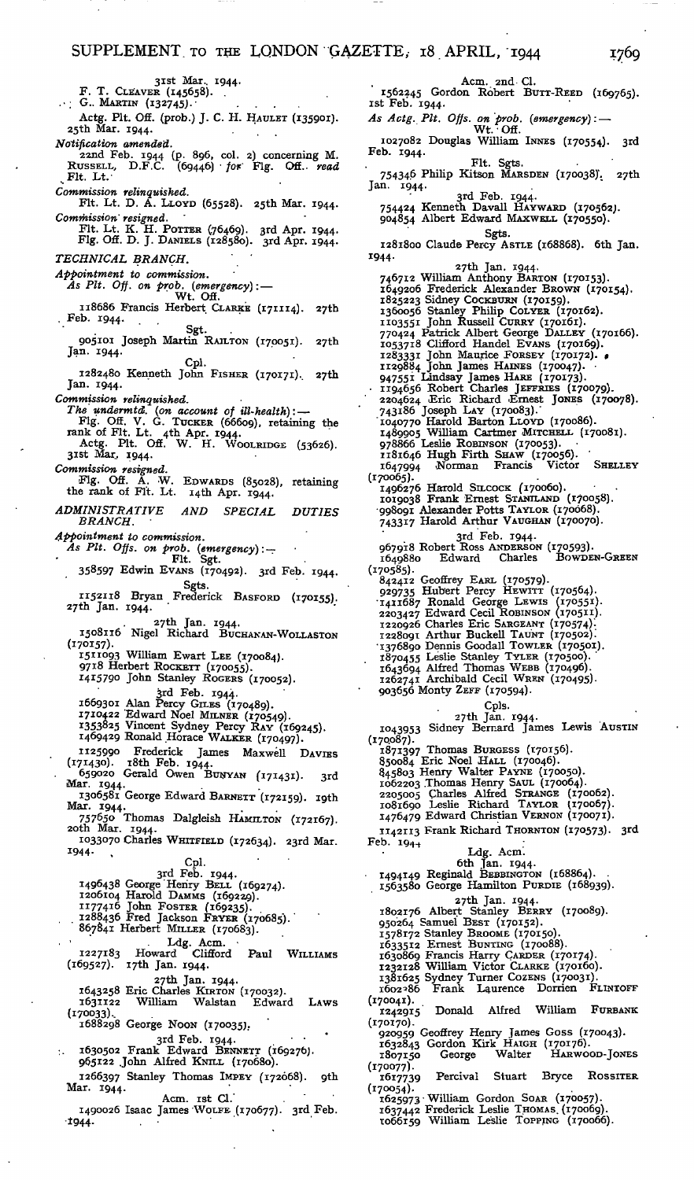31st Mar. 1944.
F. T. CLEAVER (145658).
G. MARTIN (132745).

Actg. Plt. Off. (prob.) J. C. H. HAULET (135901). 25th Mar. 1944.

*Notification amended.*

22nd Feb. 1944 (p. 896, col. 2) concerning M. RUSSELL, D.F.C. (69446) *for* Flg. Off.. *read* Flt. Lt.

*Commission relinquished.*

Flt. Lt. D. A. LLOYD (65528). 25th Mar. 1944.

*Commission resigned.*

Flt. Lt. K. H. POTTER (76469). 3rd Apr. 1944.
Flg. Off. D. J. DANIELS (128580). 3rd Apr. 1944.

## TECHNICAL BRANCH.

*Appointment to commission.*

*As Plt. Off. on prob. (emergency)*:—

Wt. Off.

118686 Francis Herbert CLARKE (171114). 27th Feb. 1944.

Sgt.

905101 Joseph Martin RAILTON (170051). 27th Jan. 1944.

Cpl.

1282480 Kenneth John FISHER (170171). 27th Jan. 1944.

*Commission relinquished.*

*The undermtd. (on account of ill-health)*:—

Flg. Off. V. G. TUCKER (66609), retaining the rank of Flt. Lt. 4th Apr. 1944.

Actg. Plt. Off. W. H. WOOLRIDGE (53626). 31st Mar. 1944.

*Commission resigned.*

Flg. Off. A. W. EDWARDS (85028), retaining the rank of Flt. Lt. 14th Apr. 1944.

## ADMINISTRATIVE AND SPECIAL DUTIES BRANCH.

*Appointment to commission.*

*As Plt. Offs. on prob. (emergency)*:—

Flt. Sgt.

358597 Edwin EVANS (170492). 3rd Feb. 1944.

Sgts.

1152118 Bryan Frederick BASFORD (170155). 27th Jan. 1944.

27th Jan. 1944.

1508116 Nigel Richard BUCHANAN-WOLLASTON (170157).
1511093 William Ewart LEE (170084).
9718 Herbert ROCKETT (170055).
1415790 John Stanley ROGERS (170052).

3rd Feb. 1944.

1669301 Alan Percy GILES (170489).
1710422 Edward Noel MILNER (170549).
1353825 Vincent Sydney Percy RAY (169245).
1469429 Ronald Horace WALKER (170497).

1125990 Frederick James Maxwell DAVIES (171430). 18th Feb. 1944.

659020 Gerald Owen BUNYAN (171431). 3rd Mar. 1944.

1306581 George Edward BARNETT (172159). 19th Mar. 1944.

757650 Thomas Dalgleish HAMILTON (172167). 20th Mar. 1944.

1033070 Charles WHITFIELD (172634). 23rd Mar. 1944.

Cpl.

3rd Feb. 1944.

1496438 George Henry BELL (169274).
1206104 Harold DAMMS (169229).
1177416 John FOSTER (169235).
1288436 Fred Jackson FRYER (170685).
867841 Herbert MILLER (170683).

Ldg. Acm.

1227183 Howard Clifford Paul WILLIAMS (169527). 17th Jan. 1944.

27th Jan. 1944.

1643258 Eric Charles KIRTON (170032).
1631122 William Walstan Edward LAWS (170033).
1688298 George NOON (170035).

3rd Feb. 1944.

1630502 Frank Edward BENNETT (169276).
965122 John Alfred KNILL (170680).

1266397 Stanley Thomas IMPEY (172668). 9th Mar. 1944.

Acm. 1st Cl.

1490026 Isaac James WOLFE (170677). 3rd Feb. 1944.

Acm. 2nd Cl.

1562245 Gordon Robert BUTT-REED (169765). 1st Feb. 1944.

*As Actg. Plt. Offs. on prob. (emergency)*:—

Wt. Off.

1027082 Douglas William INNES (170554). 3rd Feb. 1944.

Flt. Sgts.

754346 Philip Kitson MARSDEN (170038). 27th Jan. 1944.

3rd Feb. 1944.

754424 Kenneth Davall HAYWARD (170562).
904854 Albert Edward MAXWELL (170550).

Sgts.

1281800 Claude Percy ASTLE (168868). 6th Jan. 1944.

27th Jan. 1944.

746712 William Anthony BARTON (170153).
1649206 Frederick Alexander BROWN (170154).
1825223 Sidney COCKBURN (170159).
1360056 Stanley Philip COLYER (170162).
1103551 John Russell CURRY (170161).
770424 Patrick Albert George DALLEY (170166).
1053718 Clifford Handel EVANS (170169).
1283331 John Maurice FORSEY (170172).
1129884 John James HAINES (170047).
947551 Lindsay James HARE (170173).
1194656 Robert Charles JEFFRIES (170079).
2204624 Eric Richard Ernest JONES (170078).
743186 Joseph LAY (170083).
1040770 Harold Barton LLOYD (170086).
1489905 William Cartmer MITCHELL (170081).
978866 Leslie ROBINSON (170053).
1181646 Hugh Firth SHAW (170056).
1647994 Norman Francis Victor SHELLEY (170065).
1496276 Harold SILCOCK (170060).
1019038 Frank Ernest STANILAND (170058).
998091 Alexander Potts TAYLOR (170068).
743317 Harold Arthur VAUGHAN (170070).

3rd Feb. 1944.

967918 Robert Ross ANDERSON (170593).
1649880 Edward Charles BOWDEN-GREEN (170585).
842412 Geoffrey EARL (170579).
929735 Hubert Percy HEWITT (170564).
1411687 Ronald George LEWIS (170551).
2203427 Edward Cecil ROBINSON (170511).
1220926 Charles Eric SARGEANT (170574).
1228091 Arthur Buckell TAUNT (170502).
1376890 Dennis Goodall TOWLER (170501).
1870455 Leslie Stanley TYLER (170500).
1643694 Alfred Thomas WEBB (170496).
1262741 Archibald Cecil WREN (170495).
903656 Monty ZEFF (170594).

Cpls.

27th Jan. 1944.

1043953 Sidney Bernard James Lewis AUSTIN (170087).
1871397 Thomas BURGESS (170156).
850084 Eric Noel HALL (170046).
845803 Henry Walter PAYNE (170050).
1062203 Thomas Henry SAUL (170064).
2205005 Charles Alfred STRANGE (170062).
1081690 Leslie Richard TAYLOR (170067).
1476479 Edward Christian VERNON (170071).

1142113 Frank Richard THORNTON (170573). 3rd Feb. 1944.

Ldg. Acm.

6th Jan. 1944.

1494149 Reginald BEBBINGTON (168864).
1563580 George Hamilton PURDIE (168939).

27th Jan. 1944.

1802176 Albert Stanley BERRY (170089).
950264 Samuel BEST (170152).
1578172 Stanley BROOME (170150).
1633512 Ernest BUNTING (170088).
1630869 Francis Harry CARDER (170174).
1232128 William Victor CLARKE (170160).
1381625 Sydney Turner COZENS (170031).
1602186 Frank Laurence Dorrien FLINTOFF (170041).
1242915 Donald Alfred William FURBANK (170170).
920959 Geoffrey Henry James GOSS (170043).
1632843 Gordon Kirk HAIGH (170176).
1807150 George Walter HARWOOD-JONES (170077).
1617739 Percival Stuart Bryce ROSSITER (170054).
1625973 William Gordon SOAR (170057).
1637442 Frederick Leslie THOMAS (170069).
1066159 William Leslie TOPPING (170066).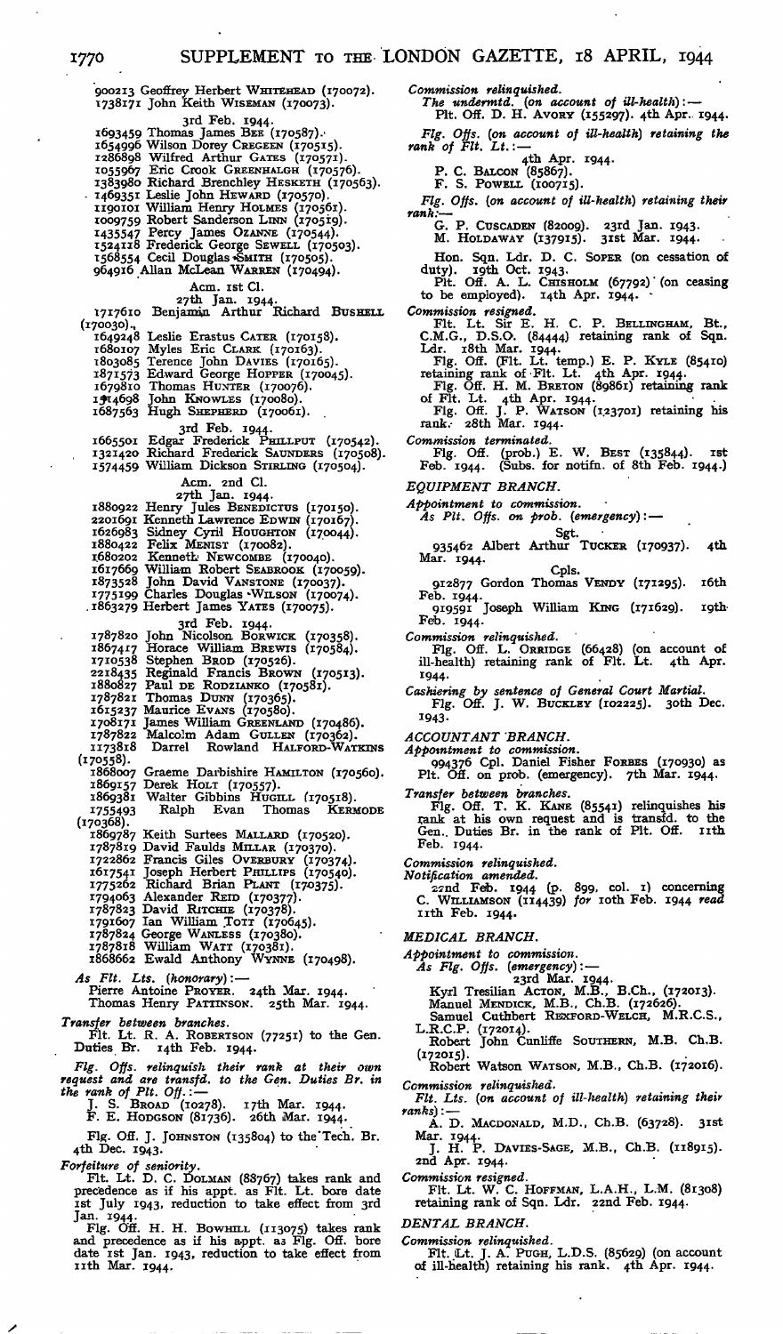900213 Geoffrey Herbert WHITEHEAD (170072).
1738171 John Keith WISEMAN (170073).

3rd Feb. 1944.

1693459 Thomas James BEE (170587).
1654996 Wilson Dorey CREGEEN (170515).
1286898 Wilfred Arthur GATES (170571).
1055967 Eric Crook GREENHALGH (170576).
1383980 Richard Brenchley HESKETH (170563).
1469351 Leslie John HEWARD (170570).
1190101 William Henry HOLMES (170561).
1009759 Robert Sanderson LINN (170519).
1435547 Percy James OZANNE (170544).
1524118 Frederick George SEWELL (170503).
1568554 Cecil Douglas SMITH (170505).
964916 Allan McLean WARREN (170494).

Acm. 1st Cl.

27th Jan. 1944.

1717610 Benjamin Arthur Richard BUSHELL (170030).
1649248 Leslie Erastus CATER (170158).
1680107 Myles Eric CLARK (170163).
1803085 Terence John DAVIES (170165).
1871573 Edward George HOPPER (170045).
1679810 Thomas HUNTER (170076).
1914698 John KNOWLES (170080).
1687563 Hugh SHEPHERD (170061).

3rd Feb. 1944.

1665501 Edgar Frederick PHILLPUT (170542).
1321420 Richard Frederick SAUNDERS (170508).
1574459 William Dickson STIRLING (170504).

Acm. 2nd Cl.

27th Jan. 1944.

1880922 Henry Jules BENEDICTUS (170150).
2201691 Kenneth Lawrence EDWIN (170167).
1626983 Sidney Cyril HOUGHTON (170044).
1880422 Felix MENIST (170082).
1680202 Kenneth NEWCOMBE (170040).
1617669 William Robert SEABROOK (170059).
1873528 John David VANSTONE (170037).
1775199 Charles Douglas WILSON (170074).
1863279 Herbert James YATES (170075).

3rd Feb. 1944.

1787820 John Nicolson BORWICK (170358).
1867417 Horace William BREWIS (170584).
1710538 Stephen BROD (170526).
2218435 Reginald Francis BROWN (170513).
1880827 Paul DE RODZIANKO (170581).
1787821 Thomas DUNN (170365).
1615237 Maurice EVANS (170580).
1708171 James William GREENLAND (170486).
1787822 Malcolm Adam GULLEN (170362).
1173818 Darrel Rowland HALFORD-WATKINS (170558).
1868007 Graeme Darbishire HAMILTON (170560).
1869157 Derek HOLT (170557).
1869381 Walter Gibbins HUGILL (170518).
1755493 Ralph Evan Thomas KERMODE (170368).
1869787 Keith Surtees MALLARD (170520).
1787819 David Faulds MILLAR (170370).
1722862 Francis Giles OVERBURY (170374).
1617541 Joseph Herbert PHILLIPS (170540).
1775262 Richard Brian PLANT (170375).
1794063 Alexander REID (170377).
1787823 David RITCHIE (170378).
1791607 Ian William TOTT (170645).
1787824 George WANLESS (170380).
1787818 William WATT (170381).
1868662 Ewald Anthony WYNNE (170498).

*As Flt. Lts. (honorary)*:—
Pierre Antoine PROYER. 24th Mar. 1944.
Thomas Henry PATTINSON. 25th Mar. 1944.

*Transfer between branches.*
Flt. Lt. R. A. ROBERTSON (77251) to the Gen. Duties Br. 14th Feb. 1944.

*Flg. Offs. relinquish their rank at their own request and are transfd. to the Gen. Duties Br. in the rank of Plt. Off.*:—
J. S. BROAD (10278). 17th Mar. 1944.
F. E. HODGSON (81736). 26th Mar. 1944.

Flg. Off. J. JOHNSTON (135804) to the Tech. Br. 4th Dec. 1943.

*Forfeiture of seniority.*
Flt. Lt. D. C. DOLMAN (88767) takes rank and precedence as if his appt. as Flt. Lt. bore date 1st July 1943, reduction to take effect from 3rd Jan. 1944.
Flg. Off. H. H. BOWHILL (113075) takes rank and precedence as if his appt. as Flg. Off. bore date 1st Jan. 1943, reduction to take effect from 11th Mar. 1944.

*Commission relinquished.*
*The undermtd. (on account of ill-health)*:—
Plt. Off. D. H. AVORY (155297). 4th Apr. 1944.

*Flg. Offs. (on account of ill-health) retaining the rank of Flt. Lt.*:—

4th Apr. 1944.

P. C. BALCON (85867).
F. S. POWELL (100715).

*Flg. Offs. (on account of ill-health) retaining their rank*:—
G. P. CUSCADEN (82009). 23rd Jan. 1943.
M. HOLDAWAY (137915). 31st Mar. 1944.

Hon. Sqn. Ldr. D. C. SOPER (on cessation of duty). 19th Oct. 1943.
Plt. Off. A. L. CHISHOLM (67792) (on ceasing to be employed). 14th Apr. 1944.

*Commission resigned.*
Flt. Lt. Sir E. H. C. P. BELLINGHAM, Bt., C.M.G., D.S.O. (84444) retaining rank of Sqn. Ldr. 18th Mar. 1944.
Flg. Off. (Flt. Lt. temp.) E. P. KYLE (85410) retaining rank of Flt. Lt. 4th Apr. 1944.
Flg. Off. H. M. BRETON (89861) retaining rank of Flt. Lt. 4th Apr. 1944.
Flg. Off. J. P. WATSON (123701) retaining his rank. 28th Mar. 1944.

*Commission terminated.*
Flg. Off. (prob.) E. W. BEST (135844). 1st Feb. 1944. (Subs. for notifn. of 8th Feb. 1944.)

## EQUIPMENT BRANCH.

*Appointment to commission.*
*As Plt. Offs. on prob. (emergency)*:—

Sgt.

935462 Albert Arthur TUCKER (170937). 4th Mar. 1944.

Cpls.

912877 Gordon Thomas VENDY (171295). 16th Feb. 1944.
919591 Joseph William KING (171629). 19th Feb. 1944.

*Commission relinquished.*
Flg. Off. L. ORRIDGE (66428) (on account of ill-health) retaining rank of Flt. Lt. 4th Apr. 1944.

*Cashiering by sentence of General Court Martial.*
Flg. Off. J. W. BUCKLEY (102225). 30th Dec. 1943.

## ACCOUNTANT BRANCH.

*Appointment to commission.*
994376 Cpl. Daniel Fisher FORBES (170930) as Plt. Off. on prob. (emergency). 7th Mar. 1944.

*Transfer between branches.*
Flg. Off. T. K. KANE (85541) relinquishes his rank at his own request and is transfd. to the Gen. Duties Br. in the rank of Plt. Off. 11th Feb. 1944.

*Commission relinquished.*
*Notification amended.*
22nd Feb. 1944 (p. 899, col. 1) concerning C. WILLIAMSON (114439) *for* 10th Feb. 1944 *read* 11th Feb. 1944.

## MEDICAL BRANCH.

*Appointment to commission.*
*As Flg. Offs. (emergency)*:—

23rd Mar. 1944.

Kyrl Tresilian ACTON, M.B., B.Ch., (172013).
Manuel MENDICK, M.B., Ch.B. (172626).
Samuel Cuthbert REXFORD-WELCH, M.R.C.S., L.R.C.P. (172014).
Robert John Cunliffe SOUTHERN, M.B. Ch.B. (172015).
Robert Watson WATSON, M.B., Ch.B. (172016).

*Commission relinquished.*
*Flt. Lts. (on account of ill-health) retaining their ranks)*:—
A. D. MACDONALD, M.D., Ch.B. (63728). 31st Mar. 1944.
J. H. P. DAVIES-SAGE, M.B., Ch.B. (118915). 2nd Apr. 1944.

*Commission resigned.*
Flt. Lt. W. C. HOFFMAN, L.A.H., L.M. (81308) retaining rank of Sqn. Ldr. 22nd Feb. 1944.

## DENTAL BRANCH.

*Commission relinquished.*
Flt. Lt. J. A. PUGH, L.D.S. (85629) (on account of ill-health) retaining his rank. 4th Apr. 1944.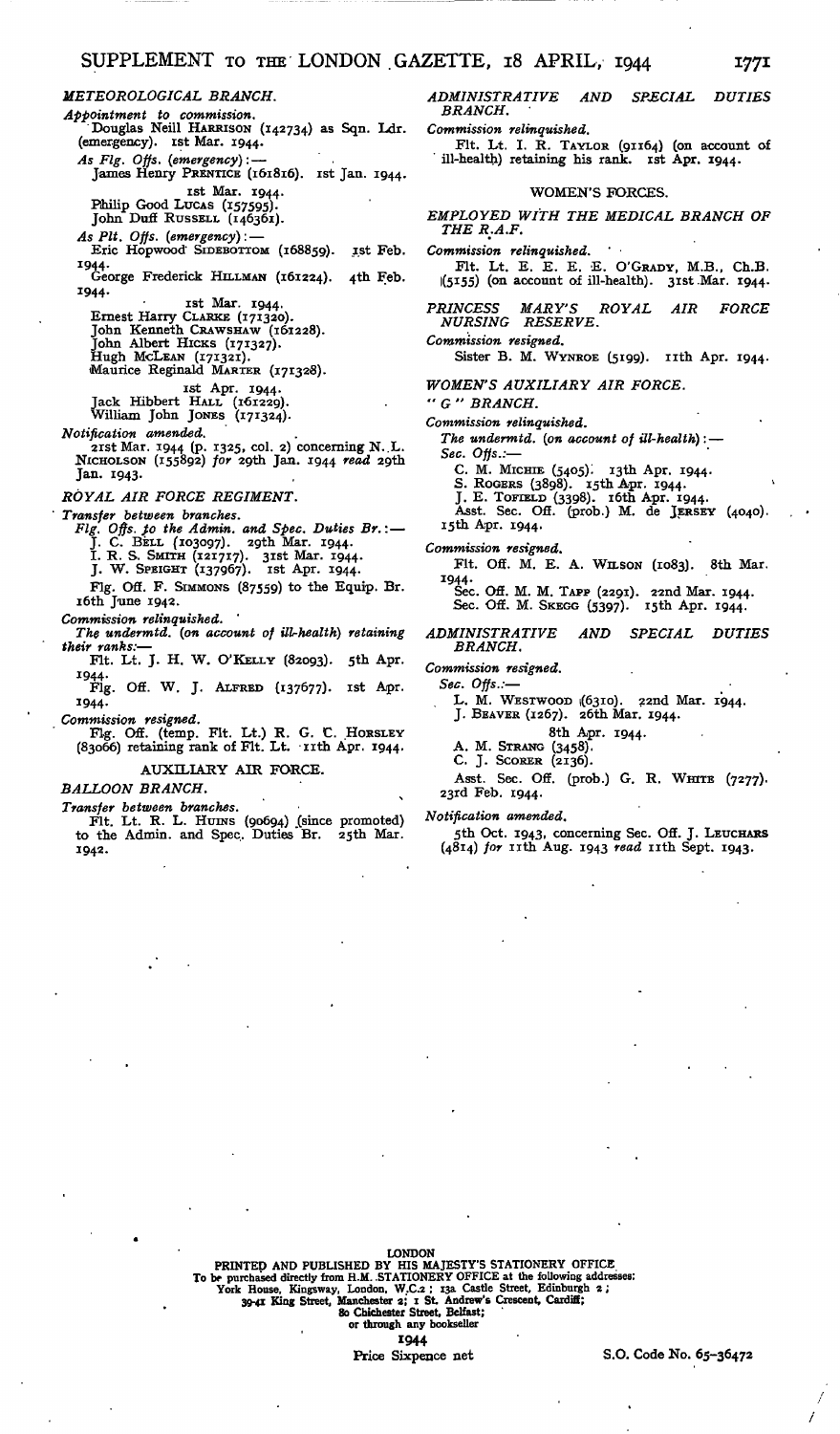### METEOROLOGICAL BRANCH.

*Appointment to commission.*

Douglas Neill HARRISON (142734) as Sqn. Ldr. (emergency). 1st Mar. 1944.

*As Flg. Offs. (emergency)*:—

James Henry PRENTICE (161816). 1st Jan. 1944.

1st Mar. 1944.

Philip Good LUCAS (157595).
John Duff RUSSELL (146361).

*As Plt. Offs. (emergency)*:—

Eric Hopwood SIDEBOTTOM (168859). 1st Feb. 1944.

George Frederick HILLMAN (161224). 4th Feb. 1944.

1st Mar. 1944.

Ernest Harry CLARKE (171320).
John Kenneth CRAWSHAW (161228).
John Albert HICKS (171327).
Hugh MCLEAN (171321).
Maurice Reginald MARTER (171328).

1st Apr. 1944.

Jack Hibbert HALL (161229).
William John JONES (171324).

*Notification amended.*

21st Mar. 1944 (p. 1325, col. 2) concerning N. L. NICHOLSON (155892) *for* 29th Jan. 1944 *read* 29th Jan. 1943.

### ROYAL AIR FORCE REGIMENT.

*Transfer between branches.*

*Flg. Offs. to the Admin. and Spec. Duties Br.*:—

J. C. BELL (103097). 29th Mar. 1944.
I. R. S. SMITH (121717). 31st Mar. 1944.
J. W. SPEIGHT (137967). 1st Apr. 1944.

Flg. Off. F. SIMMONS (87559) to the Equip. Br. 16th June 1942.

*Commission relinquished.*

*The undermtd. (on account of ill-health) retaining their ranks*:—

Flt. Lt. J. H. W. O'KELLY (82093). 5th Apr. 1944.

Flg. Off. W. J. ALFRED (137677). 1st Apr. 1944.

*Commission resigned.*

Flg. Off. (temp. Flt. Lt.) R. G. C. HORSLEY (83066) retaining rank of Flt. Lt. 11th Apr. 1944.

## AUXILIARY AIR FORCE.

### BALLOON BRANCH.

*Transfer between branches.*

Flt. Lt. R. L. HUINS (90694) (since promoted) to the Admin. and Spec. Duties Br. 25th Mar. 1942.

### ADMINISTRATIVE AND SPECIAL DUTIES BRANCH.

*Commission relinquished.*

Flt. Lt. I. R. TAYLOR (91164) (on account of ill-health) retaining his rank. 1st Apr. 1944.

## WOMEN'S FORCES.

### EMPLOYED WITH THE MEDICAL BRANCH OF THE R.A.F.

*Commission relinquished.*

Flt. Lt. E. E. E. E. O'GRADY, M.B., Ch.B. (5155) (on account of ill-health). 31st Mar. 1944.

### PRINCESS MARY'S ROYAL AIR FORCE NURSING RESERVE.

*Commission resigned.*

Sister B. M. WYNROE (5199). 11th Apr. 1944.

### WOMEN'S AUXILIARY AIR FORCE.

### "G" BRANCH.

*Commission relinquished.*

*The undermtd. (on account of ill-health)*:—

*Sec. Offs.*:—

C. M. MICHIE (5405). 13th Apr. 1944.
S. ROGERS (3898). 15th Apr. 1944.
J. E. TOFIELD (3398). 16th Apr. 1944.

Asst. Sec. Off. (prob.) M. de JERSEY (4040). 15th Apr. 1944.

*Commission resigned.*

Flt. Off. M. E. A. WILSON (1083). 8th Mar. 1944.

Sec. Off. M. M. TAPP (2291). 22nd Mar. 1944.
Sec. Off. M. SKEGG (5397). 15th Apr. 1944.

### ADMINISTRATIVE AND SPECIAL DUTIES BRANCH.

*Commission resigned.*

*Sec. Offs.*:—

L. M. WESTWOOD (6310). 22nd Mar. 1944.
J. BEAVER (1267). 26th Mar. 1944.

8th Apr. 1944.

A. M. STRANG (3458).
C. J. SCORER (2136).

Asst. Sec. Off. (prob.) G. R. WHITE (7277). 23rd Feb. 1944.

*Notification amended.*

5th Oct. 1943, concerning Sec. Off. J. LEUCHARS (4814) *for* 11th Aug. 1943 *read* 11th Sept. 1943.

LONDON
PRINTED AND PUBLISHED BY HIS MAJESTY'S STATIONERY OFFICE
To be purchased directly from H.M. STATIONERY OFFICE at the following addresses:
York House, Kingsway, London, W.C.2; 13a Castle Street, Edinburgh 2;
39-41 King Street, Manchester 2; 1 St. Andrew's Crescent, Cardiff;
80 Chichester Street, Belfast;
or through any bookseller
1944
Price Sixpence net

S.O. Code No. 65-36472